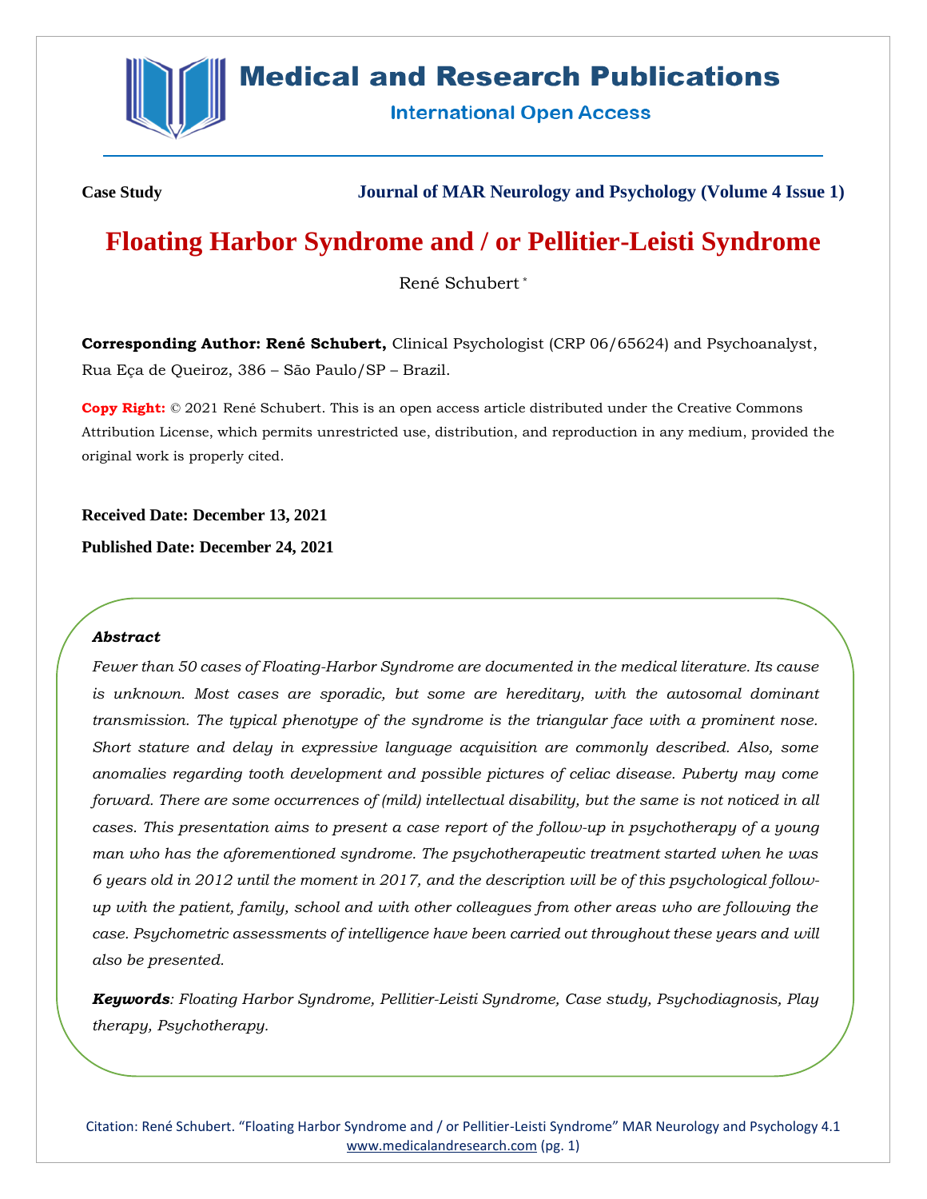**Case Study** **Journal of MAR Neurology and Psychology (Volume 4 Issue 1)**

# Floating Harbor Syndrome and / or Pellitier-Leisti Syndrome

René Schubert *

**Corresponding Author: René Schubert,** Clinical Psychologist (CRP 06/65624) and Psychoanalyst, Rua Eça de Queiroz, 386 – São Paulo/SP – Brazil.

**Copy Right:** © 2021 René Schubert. This is an open access article distributed under the Creative Commons Attribution License, which permits unrestricted use, distribution, and reproduction in any medium, provided the original work is properly cited.

**Received Date: December 13, 2021**

**Published Date: December 24, 2021**

***Abstract***

*Fewer than 50 cases of Floating-Harbor Syndrome are documented in the medical literature. Its cause is unknown. Most cases are sporadic, but some are hereditary, with the autosomal dominant transmission. The typical phenotype of the syndrome is the triangular face with a prominent nose. Short stature and delay in expressive language acquisition are commonly described. Also, some anomalies regarding tooth development and possible pictures of celiac disease. Puberty may come forward. There are some occurrences of (mild) intellectual disability, but the same is not noticed in all cases. This presentation aims to present a case report of the follow-up in psychotherapy of a young man who has the aforementioned syndrome. The psychotherapeutic treatment started when he was 6 years old in 2012 until the moment in 2017, and the description will be of this psychological follow-up with the patient, family, school and with other colleagues from other areas who are following the case. Psychometric assessments of intelligence have been carried out throughout these years and will also be presented.*

***Keywords****: Floating Harbor Syndrome, Pellitier-Leisti Syndrome, Case study, Psychodiagnosis, Play therapy, Psychotherapy.*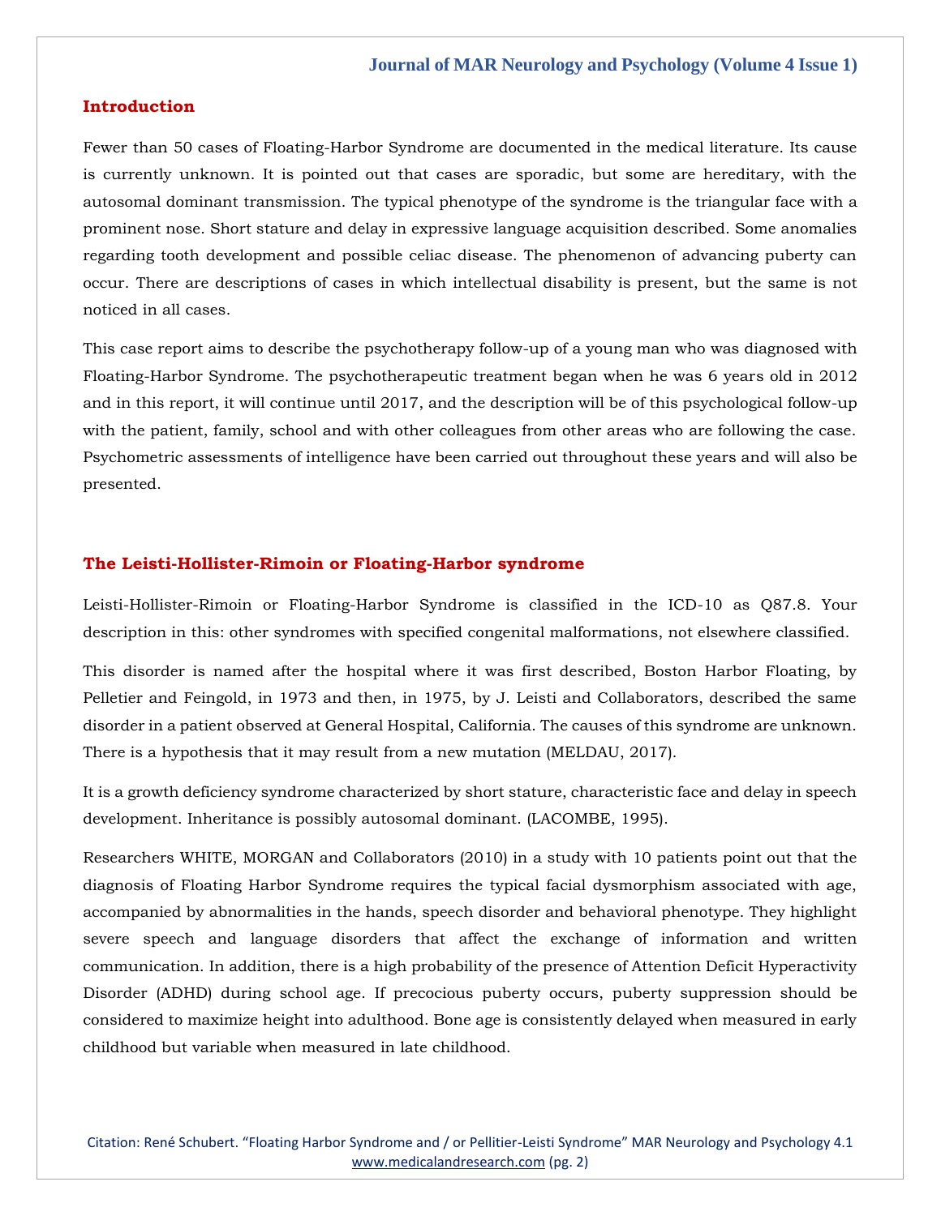## Introduction

Fewer than 50 cases of Floating-Harbor Syndrome are documented in the medical literature. Its cause is currently unknown. It is pointed out that cases are sporadic, but some are hereditary, with the autosomal dominant transmission. The typical phenotype of the syndrome is the triangular face with a prominent nose. Short stature and delay in expressive language acquisition described. Some anomalies regarding tooth development and possible celiac disease. The phenomenon of advancing puberty can occur. There are descriptions of cases in which intellectual disability is present, but the same is not noticed in all cases.

This case report aims to describe the psychotherapy follow-up of a young man who was diagnosed with Floating-Harbor Syndrome. The psychotherapeutic treatment began when he was 6 years old in 2012 and in this report, it will continue until 2017, and the description will be of this psychological follow-up with the patient, family, school and with other colleagues from other areas who are following the case. Psychometric assessments of intelligence have been carried out throughout these years and will also be presented.

## The Leisti-Hollister-Rimoin or Floating-Harbor syndrome

Leisti-Hollister-Rimoin or Floating-Harbor Syndrome is classified in the ICD-10 as Q87.8. Your description in this: other syndromes with specified congenital malformations, not elsewhere classified.

This disorder is named after the hospital where it was first described, Boston Harbor Floating, by Pelletier and Feingold, in 1973 and then, in 1975, by J. Leisti and Collaborators, described the same disorder in a patient observed at General Hospital, California. The causes of this syndrome are unknown. There is a hypothesis that it may result from a new mutation (MELDAU, 2017).

It is a growth deficiency syndrome characterized by short stature, characteristic face and delay in speech development. Inheritance is possibly autosomal dominant. (LACOMBE, 1995).

Researchers WHITE, MORGAN and Collaborators (2010) in a study with 10 patients point out that the diagnosis of Floating Harbor Syndrome requires the typical facial dysmorphism associated with age, accompanied by abnormalities in the hands, speech disorder and behavioral phenotype. They highlight severe speech and language disorders that affect the exchange of information and written communication. In addition, there is a high probability of the presence of Attention Deficit Hyperactivity Disorder (ADHD) during school age. If precocious puberty occurs, puberty suppression should be considered to maximize height into adulthood. Bone age is consistently delayed when measured in early childhood but variable when measured in late childhood.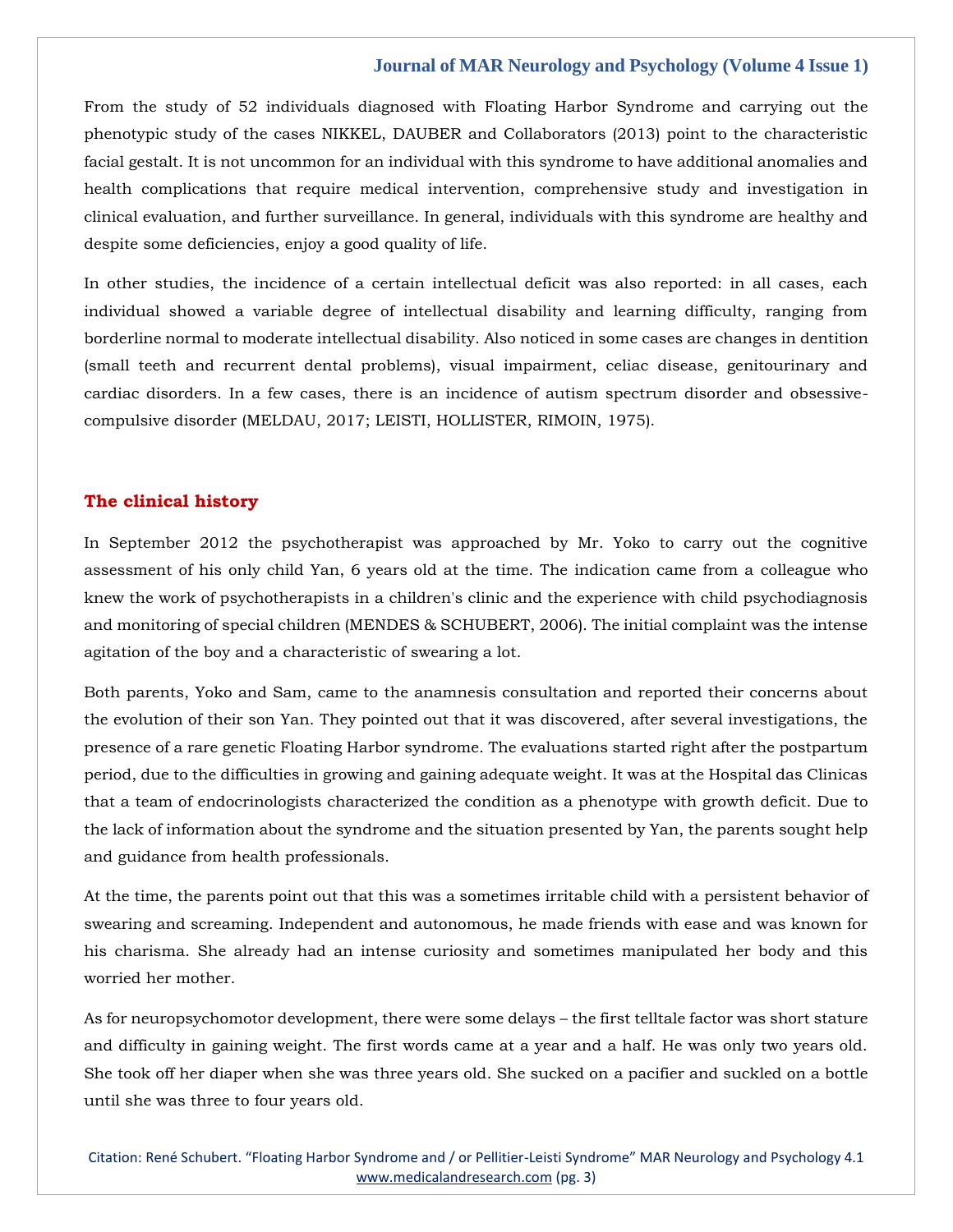From the study of 52 individuals diagnosed with Floating Harbor Syndrome and carrying out the phenotypic study of the cases NIKKEL, DAUBER and Collaborators (2013) point to the characteristic facial gestalt. It is not uncommon for an individual with this syndrome to have additional anomalies and health complications that require medical intervention, comprehensive study and investigation in clinical evaluation, and further surveillance. In general, individuals with this syndrome are healthy and despite some deficiencies, enjoy a good quality of life.

In other studies, the incidence of a certain intellectual deficit was also reported: in all cases, each individual showed a variable degree of intellectual disability and learning difficulty, ranging from borderline normal to moderate intellectual disability. Also noticed in some cases are changes in dentition (small teeth and recurrent dental problems), visual impairment, celiac disease, genitourinary and cardiac disorders. In a few cases, there is an incidence of autism spectrum disorder and obsessive-compulsive disorder (MELDAU, 2017; LEISTI, HOLLISTER, RIMOIN, 1975).

## The clinical history

In September 2012 the psychotherapist was approached by Mr. Yoko to carry out the cognitive assessment of his only child Yan, 6 years old at the time. The indication came from a colleague who knew the work of psychotherapists in a children's clinic and the experience with child psychodiagnosis and monitoring of special children (MENDES & SCHUBERT, 2006). The initial complaint was the intense agitation of the boy and a characteristic of swearing a lot.

Both parents, Yoko and Sam, came to the anamnesis consultation and reported their concerns about the evolution of their son Yan. They pointed out that it was discovered, after several investigations, the presence of a rare genetic Floating Harbor syndrome. The evaluations started right after the postpartum period, due to the difficulties in growing and gaining adequate weight. It was at the Hospital das Clinicas that a team of endocrinologists characterized the condition as a phenotype with growth deficit. Due to the lack of information about the syndrome and the situation presented by Yan, the parents sought help and guidance from health professionals.

At the time, the parents point out that this was a sometimes irritable child with a persistent behavior of swearing and screaming. Independent and autonomous, he made friends with ease and was known for his charisma. She already had an intense curiosity and sometimes manipulated her body and this worried her mother.

As for neuropsychomotor development, there were some delays – the first telltale factor was short stature and difficulty in gaining weight. The first words came at a year and a half. He was only two years old. She took off her diaper when she was three years old. She sucked on a pacifier and suckled on a bottle until she was three to four years old.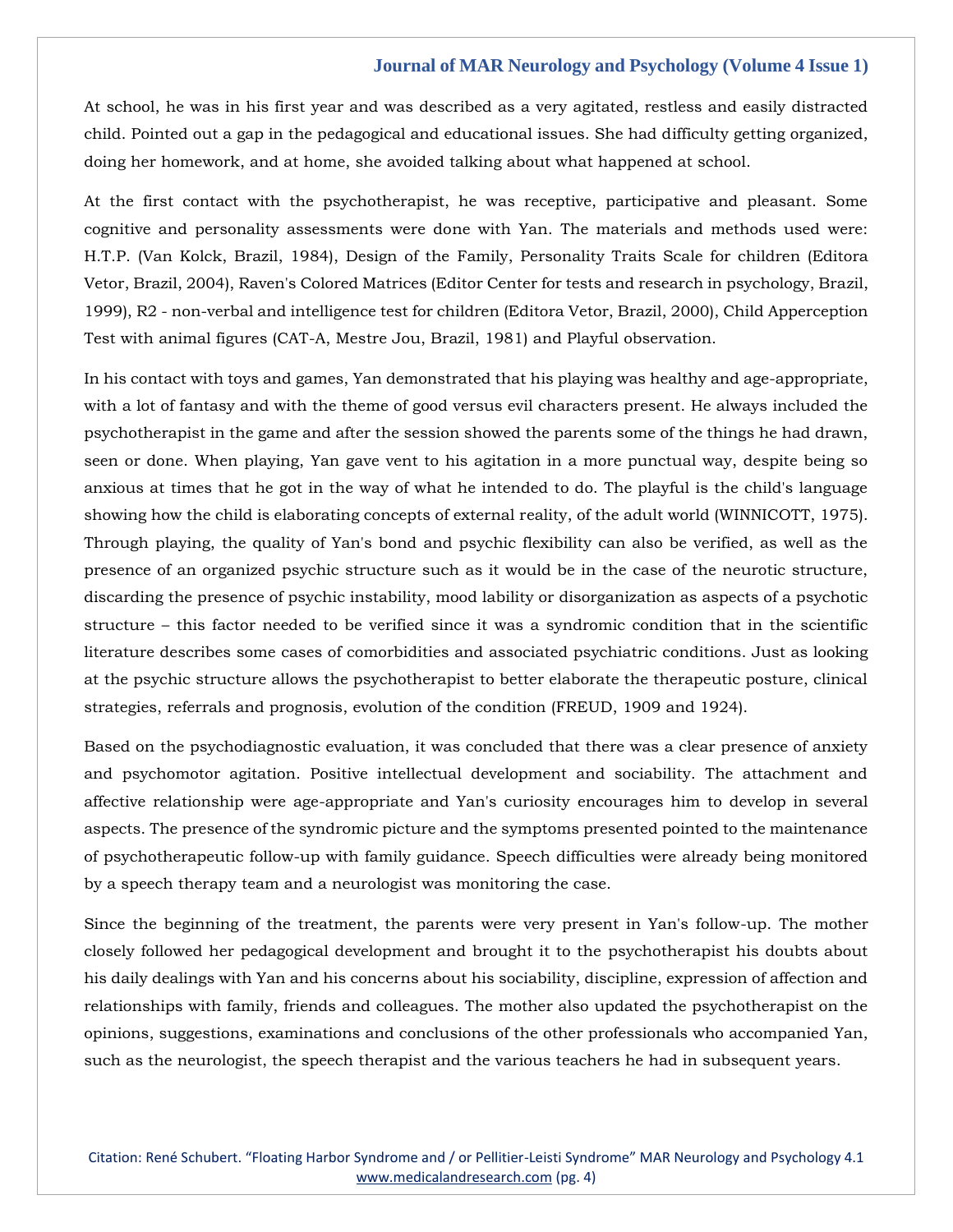At school, he was in his first year and was described as a very agitated, restless and easily distracted child. Pointed out a gap in the pedagogical and educational issues. She had difficulty getting organized, doing her homework, and at home, she avoided talking about what happened at school.

At the first contact with the psychotherapist, he was receptive, participative and pleasant. Some cognitive and personality assessments were done with Yan. The materials and methods used were: H.T.P. (Van Kolck, Brazil, 1984), Design of the Family, Personality Traits Scale for children (Editora Vetor, Brazil, 2004), Raven's Colored Matrices (Editor Center for tests and research in psychology, Brazil, 1999), R2 - non-verbal and intelligence test for children (Editora Vetor, Brazil, 2000), Child Apperception Test with animal figures (CAT-A, Mestre Jou, Brazil, 1981) and Playful observation.

In his contact with toys and games, Yan demonstrated that his playing was healthy and age-appropriate, with a lot of fantasy and with the theme of good versus evil characters present. He always included the psychotherapist in the game and after the session showed the parents some of the things he had drawn, seen or done. When playing, Yan gave vent to his agitation in a more punctual way, despite being so anxious at times that he got in the way of what he intended to do. The playful is the child's language showing how the child is elaborating concepts of external reality, of the adult world (WINNICOTT, 1975). Through playing, the quality of Yan's bond and psychic flexibility can also be verified, as well as the presence of an organized psychic structure such as it would be in the case of the neurotic structure, discarding the presence of psychic instability, mood lability or disorganization as aspects of a psychotic structure – this factor needed to be verified since it was a syndromic condition that in the scientific literature describes some cases of comorbidities and associated psychiatric conditions. Just as looking at the psychic structure allows the psychotherapist to better elaborate the therapeutic posture, clinical strategies, referrals and prognosis, evolution of the condition (FREUD, 1909 and 1924).

Based on the psychodiagnostic evaluation, it was concluded that there was a clear presence of anxiety and psychomotor agitation. Positive intellectual development and sociability. The attachment and affective relationship were age-appropriate and Yan's curiosity encourages him to develop in several aspects. The presence of the syndromic picture and the symptoms presented pointed to the maintenance of psychotherapeutic follow-up with family guidance. Speech difficulties were already being monitored by a speech therapy team and a neurologist was monitoring the case.

Since the beginning of the treatment, the parents were very present in Yan's follow-up. The mother closely followed her pedagogical development and brought it to the psychotherapist his doubts about his daily dealings with Yan and his concerns about his sociability, discipline, expression of affection and relationships with family, friends and colleagues. The mother also updated the psychotherapist on the opinions, suggestions, examinations and conclusions of the other professionals who accompanied Yan, such as the neurologist, the speech therapist and the various teachers he had in subsequent years.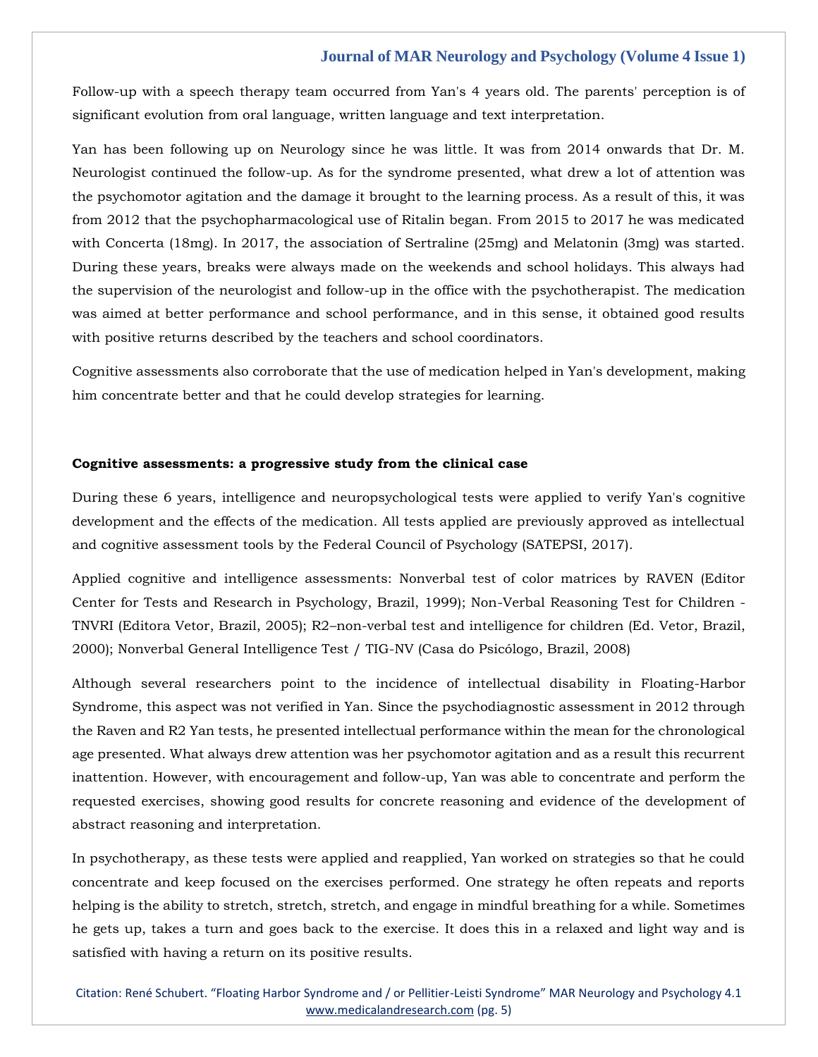Follow-up with a speech therapy team occurred from Yan's 4 years old. The parents' perception is of significant evolution from oral language, written language and text interpretation.

Yan has been following up on Neurology since he was little. It was from 2014 onwards that Dr. M. Neurologist continued the follow-up. As for the syndrome presented, what drew a lot of attention was the psychomotor agitation and the damage it brought to the learning process. As a result of this, it was from 2012 that the psychopharmacological use of Ritalin began. From 2015 to 2017 he was medicated with Concerta (18mg). In 2017, the association of Sertraline (25mg) and Melatonin (3mg) was started. During these years, breaks were always made on the weekends and school holidays. This always had the supervision of the neurologist and follow-up in the office with the psychotherapist. The medication was aimed at better performance and school performance, and in this sense, it obtained good results with positive returns described by the teachers and school coordinators.

Cognitive assessments also corroborate that the use of medication helped in Yan's development, making him concentrate better and that he could develop strategies for learning.

**Cognitive assessments: a progressive study from the clinical case**

During these 6 years, intelligence and neuropsychological tests were applied to verify Yan's cognitive development and the effects of the medication. All tests applied are previously approved as intellectual and cognitive assessment tools by the Federal Council of Psychology (SATEPSI, 2017).

Applied cognitive and intelligence assessments: Nonverbal test of color matrices by RAVEN (Editor Center for Tests and Research in Psychology, Brazil, 1999); Non-Verbal Reasoning Test for Children - TNVRI (Editora Vetor, Brazil, 2005); R2–non-verbal test and intelligence for children (Ed. Vetor, Brazil, 2000); Nonverbal General Intelligence Test / TIG-NV (Casa do Psicólogo, Brazil, 2008)

Although several researchers point to the incidence of intellectual disability in Floating-Harbor Syndrome, this aspect was not verified in Yan. Since the psychodiagnostic assessment in 2012 through the Raven and R2 Yan tests, he presented intellectual performance within the mean for the chronological age presented. What always drew attention was her psychomotor agitation and as a result this recurrent inattention. However, with encouragement and follow-up, Yan was able to concentrate and perform the requested exercises, showing good results for concrete reasoning and evidence of the development of abstract reasoning and interpretation.

In psychotherapy, as these tests were applied and reapplied, Yan worked on strategies so that he could concentrate and keep focused on the exercises performed. One strategy he often repeats and reports helping is the ability to stretch, stretch, stretch, and engage in mindful breathing for a while. Sometimes he gets up, takes a turn and goes back to the exercise. It does this in a relaxed and light way and is satisfied with having a return on its positive results.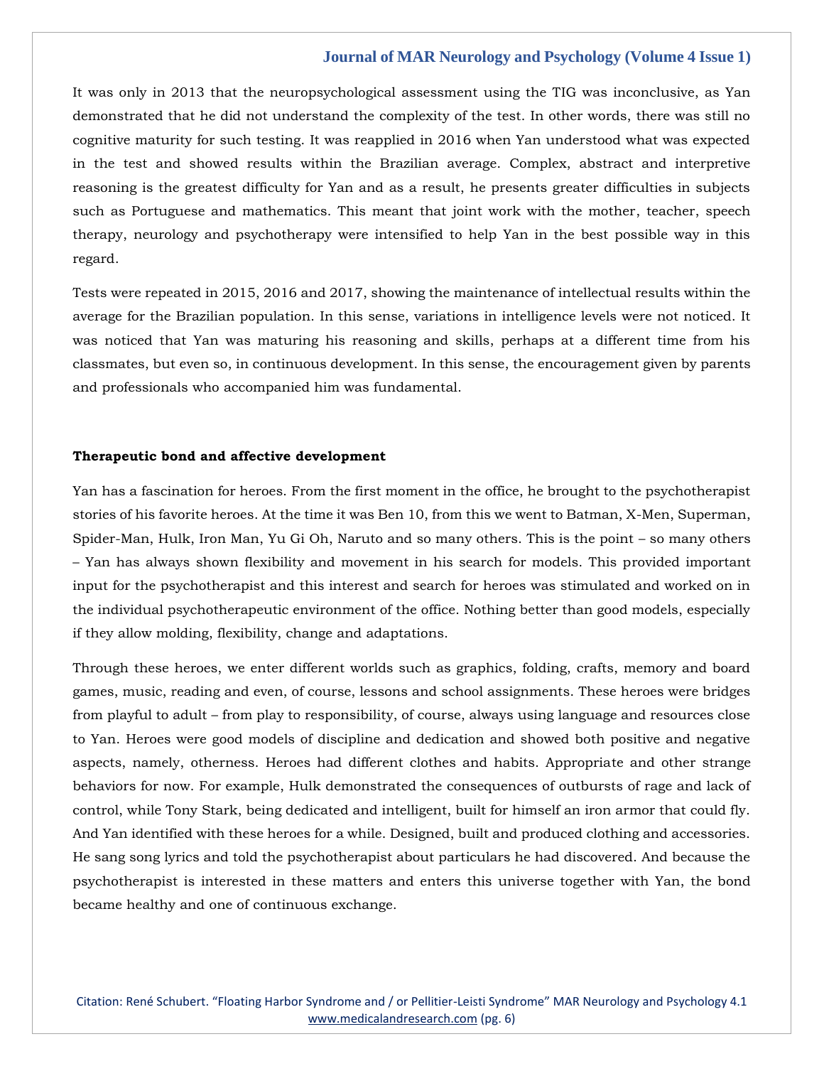It was only in 2013 that the neuropsychological assessment using the TIG was inconclusive, as Yan demonstrated that he did not understand the complexity of the test. In other words, there was still no cognitive maturity for such testing. It was reapplied in 2016 when Yan understood what was expected in the test and showed results within the Brazilian average. Complex, abstract and interpretive reasoning is the greatest difficulty for Yan and as a result, he presents greater difficulties in subjects such as Portuguese and mathematics. This meant that joint work with the mother, teacher, speech therapy, neurology and psychotherapy were intensified to help Yan in the best possible way in this regard.

Tests were repeated in 2015, 2016 and 2017, showing the maintenance of intellectual results within the average for the Brazilian population. In this sense, variations in intelligence levels were not noticed. It was noticed that Yan was maturing his reasoning and skills, perhaps at a different time from his classmates, but even so, in continuous development. In this sense, the encouragement given by parents and professionals who accompanied him was fundamental.

**Therapeutic bond and affective development**

Yan has a fascination for heroes. From the first moment in the office, he brought to the psychotherapist stories of his favorite heroes. At the time it was Ben 10, from this we went to Batman, X-Men, Superman, Spider-Man, Hulk, Iron Man, Yu Gi Oh, Naruto and so many others. This is the point – so many others – Yan has always shown flexibility and movement in his search for models. This provided important input for the psychotherapist and this interest and search for heroes was stimulated and worked on in the individual psychotherapeutic environment of the office. Nothing better than good models, especially if they allow molding, flexibility, change and adaptations.

Through these heroes, we enter different worlds such as graphics, folding, crafts, memory and board games, music, reading and even, of course, lessons and school assignments. These heroes were bridges from playful to adult – from play to responsibility, of course, always using language and resources close to Yan. Heroes were good models of discipline and dedication and showed both positive and negative aspects, namely, otherness. Heroes had different clothes and habits. Appropriate and other strange behaviors for now. For example, Hulk demonstrated the consequences of outbursts of rage and lack of control, while Tony Stark, being dedicated and intelligent, built for himself an iron armor that could fly. And Yan identified with these heroes for a while. Designed, built and produced clothing and accessories. He sang song lyrics and told the psychotherapist about particulars he had discovered. And because the psychotherapist is interested in these matters and enters this universe together with Yan, the bond became healthy and one of continuous exchange.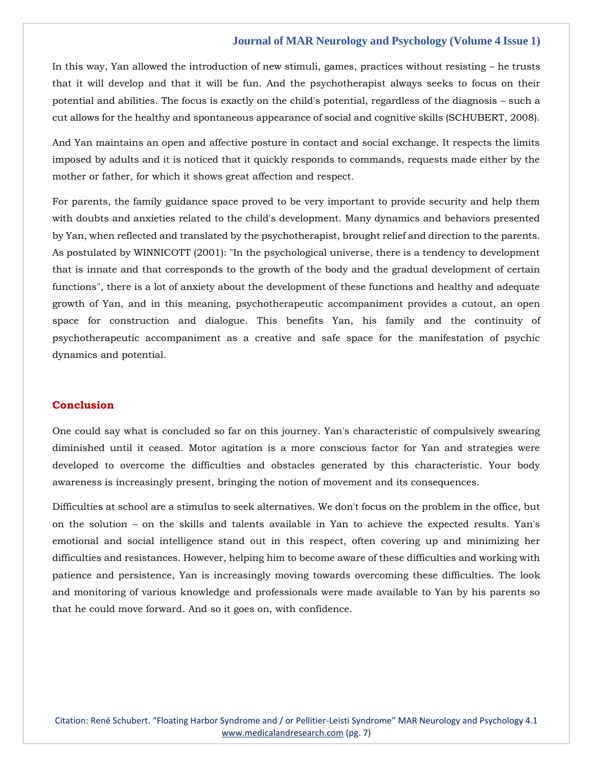In this way, Yan allowed the introduction of new stimuli, games, practices without resisting – he trusts that it will develop and that it will be fun. And the psychotherapist always seeks to focus on their potential and abilities. The focus is exactly on the child's potential, regardless of the diagnosis – such a cut allows for the healthy and spontaneous appearance of social and cognitive skills (SCHUBERT, 2008).

And Yan maintains an open and affective posture in contact and social exchange. It respects the limits imposed by adults and it is noticed that it quickly responds to commands, requests made either by the mother or father, for which it shows great affection and respect.

For parents, the family guidance space proved to be very important to provide security and help them with doubts and anxieties related to the child's development. Many dynamics and behaviors presented by Yan, when reflected and translated by the psychotherapist, brought relief and direction to the parents. As postulated by WINNICOTT (2001): "In the psychological universe, there is a tendency to development that is innate and that corresponds to the growth of the body and the gradual development of certain functions", there is a lot of anxiety about the development of these functions and healthy and adequate growth of Yan, and in this meaning, psychotherapeutic accompaniment provides a cutout, an open space for construction and dialogue. This benefits Yan, his family and the continuity of psychotherapeutic accompaniment as a creative and safe space for the manifestation of psychic dynamics and potential.

## Conclusion

One could say what is concluded so far on this journey. Yan's characteristic of compulsively swearing diminished until it ceased. Motor agitation is a more conscious factor for Yan and strategies were developed to overcome the difficulties and obstacles generated by this characteristic. Your body awareness is increasingly present, bringing the notion of movement and its consequences.

Difficulties at school are a stimulus to seek alternatives. We don't focus on the problem in the office, but on the solution – on the skills and talents available in Yan to achieve the expected results. Yan's emotional and social intelligence stand out in this respect, often covering up and minimizing her difficulties and resistances. However, helping him to become aware of these difficulties and working with patience and persistence, Yan is increasingly moving towards overcoming these difficulties. The look and monitoring of various knowledge and professionals were made available to Yan by his parents so that he could move forward. And so it goes on, with confidence.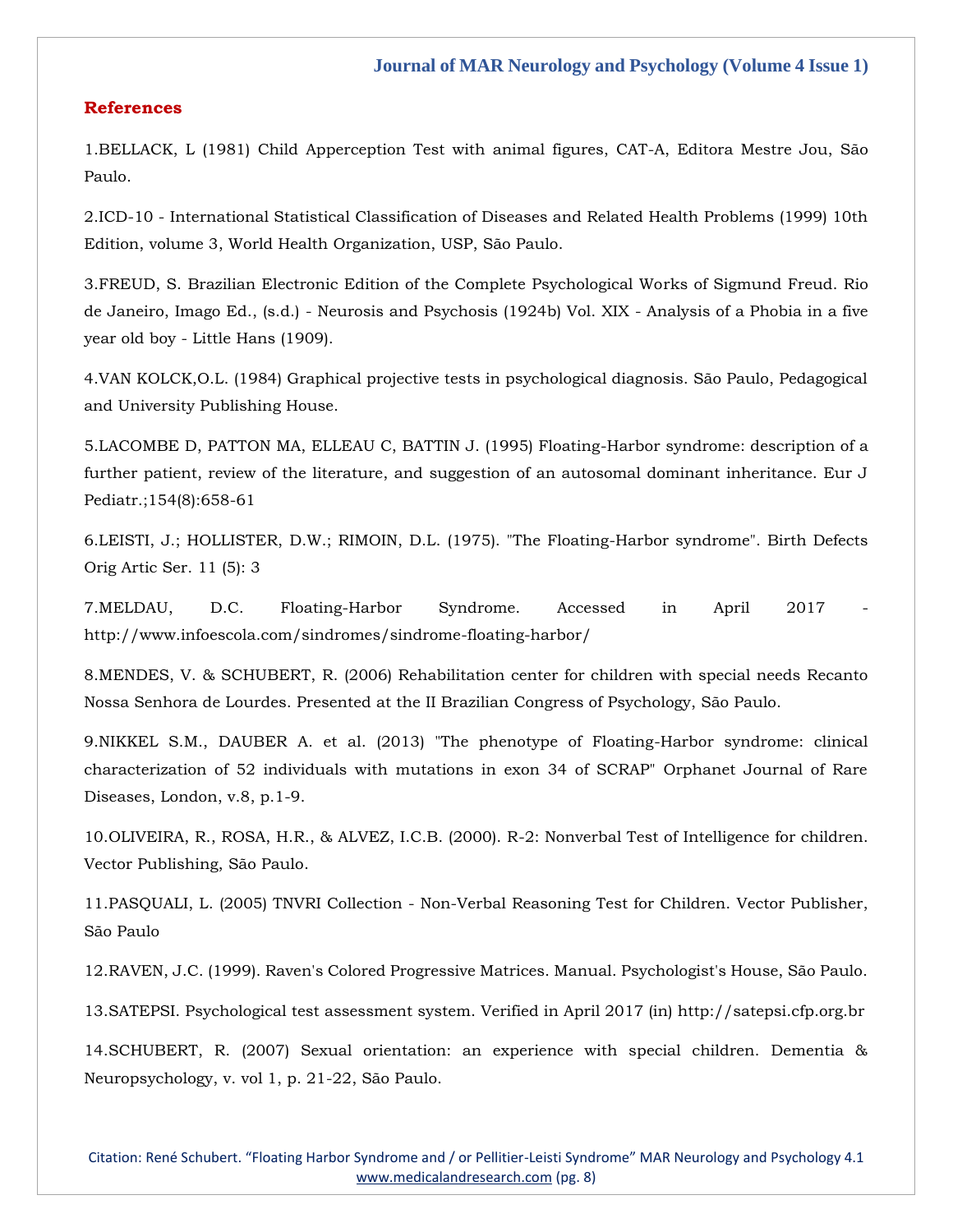## References

1.BELLACK, L (1981) Child Apperception Test with animal figures, CAT-A, Editora Mestre Jou, São Paulo.

2.ICD-10 - International Statistical Classification of Diseases and Related Health Problems (1999) 10th Edition, volume 3, World Health Organization, USP, São Paulo.

3.FREUD, S. Brazilian Electronic Edition of the Complete Psychological Works of Sigmund Freud. Rio de Janeiro, Imago Ed., (s.d.) - Neurosis and Psychosis (1924b) Vol. XIX - Analysis of a Phobia in a five year old boy - Little Hans (1909).

4.VAN KOLCK,O.L. (1984) Graphical projective tests in psychological diagnosis. São Paulo, Pedagogical and University Publishing House.

5.LACOMBE D, PATTON MA, ELLEAU C, BATTIN J. (1995) Floating-Harbor syndrome: description of a further patient, review of the literature, and suggestion of an autosomal dominant inheritance. Eur J Pediatr.;154(8):658-61

6.LEISTI, J.; HOLLISTER, D.W.; RIMOIN, D.L. (1975). "The Floating-Harbor syndrome". Birth Defects Orig Artic Ser. 11 (5): 3

7.MELDAU, D.C. Floating-Harbor Syndrome. Accessed in April 2017 - http://www.infoescola.com/sindromes/sindrome-floating-harbor/

8.MENDES, V. & SCHUBERT, R. (2006) Rehabilitation center for children with special needs Recanto Nossa Senhora de Lourdes. Presented at the II Brazilian Congress of Psychology, São Paulo.

9.NIKKEL S.M., DAUBER A. et al. (2013) "The phenotype of Floating-Harbor syndrome: clinical characterization of 52 individuals with mutations in exon 34 of SCRAP" Orphanet Journal of Rare Diseases, London, v.8, p.1-9.

10.OLIVEIRA, R., ROSA, H.R., & ALVEZ, I.C.B. (2000). R-2: Nonverbal Test of Intelligence for children. Vector Publishing, São Paulo.

11.PASQUALI, L. (2005) TNVRI Collection - Non-Verbal Reasoning Test for Children. Vector Publisher, São Paulo

12.RAVEN, J.C. (1999). Raven's Colored Progressive Matrices. Manual. Psychologist's House, São Paulo.

13.SATEPSI. Psychological test assessment system. Verified in April 2017 (in) http://satepsi.cfp.org.br

14.SCHUBERT, R. (2007) Sexual orientation: an experience with special children. Dementia & Neuropsychology, v. vol 1, p. 21-22, São Paulo.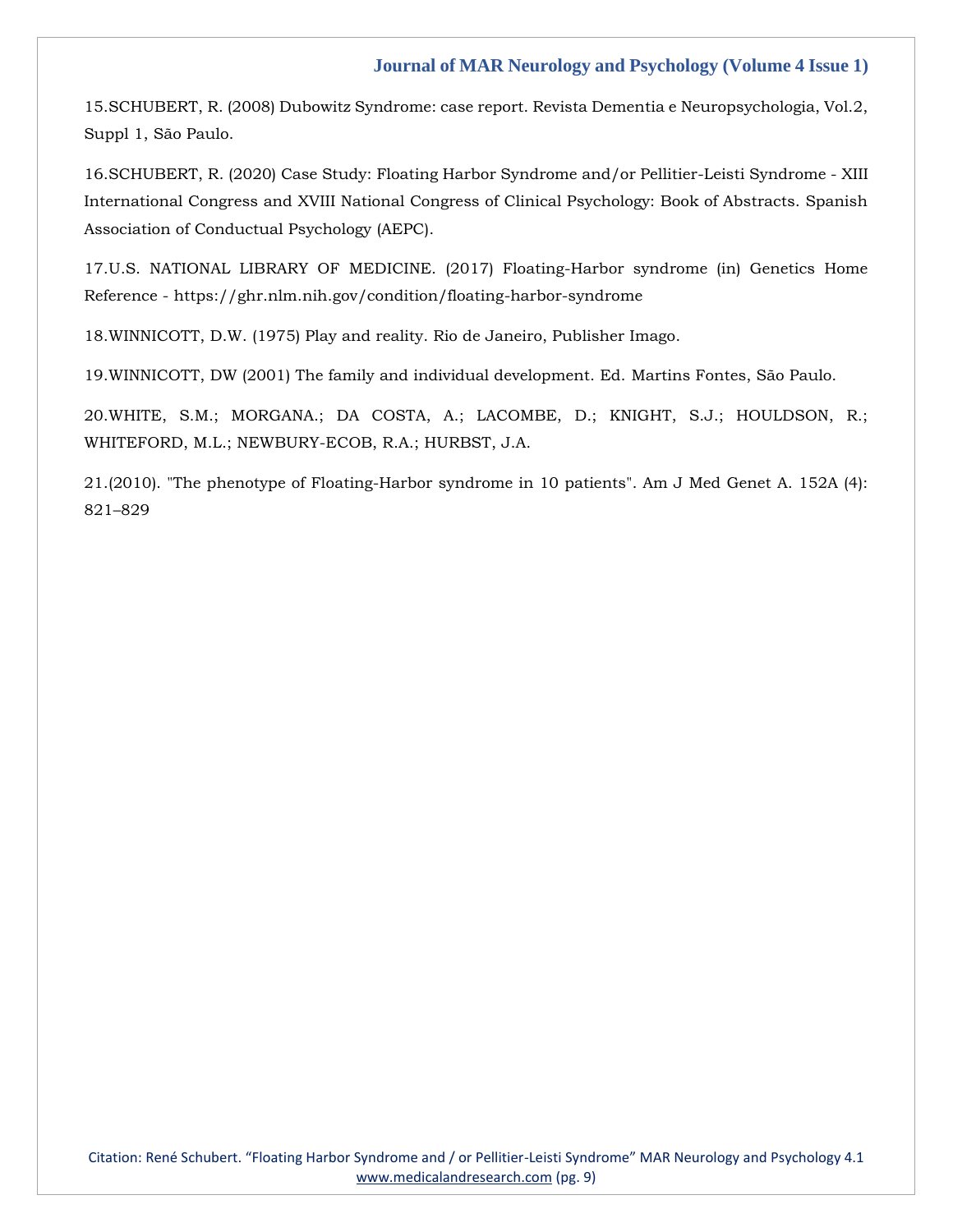15.SCHUBERT, R. (2008) Dubowitz Syndrome: case report. Revista Dementia e Neuropsychologia, Vol.2, Suppl 1, São Paulo.

16.SCHUBERT, R. (2020) Case Study: Floating Harbor Syndrome and/or Pellitier-Leisti Syndrome - XIII International Congress and XVIII National Congress of Clinical Psychology: Book of Abstracts. Spanish Association of Conductual Psychology (AEPC).

17.U.S. NATIONAL LIBRARY OF MEDICINE. (2017) Floating-Harbor syndrome (in) Genetics Home Reference - https://ghr.nlm.nih.gov/condition/floating-harbor-syndrome

18.WINNICOTT, D.W. (1975) Play and reality. Rio de Janeiro, Publisher Imago.

19.WINNICOTT, DW (2001) The family and individual development. Ed. Martins Fontes, São Paulo.

20.WHITE, S.M.; MORGANA.; DA COSTA, A.; LACOMBE, D.; KNIGHT, S.J.; HOULDSON, R.; WHITEFORD, M.L.; NEWBURY-ECOB, R.A.; HURBST, J.A.

21.(2010). "The phenotype of Floating-Harbor syndrome in 10 patients". Am J Med Genet A. 152A (4): 821–829